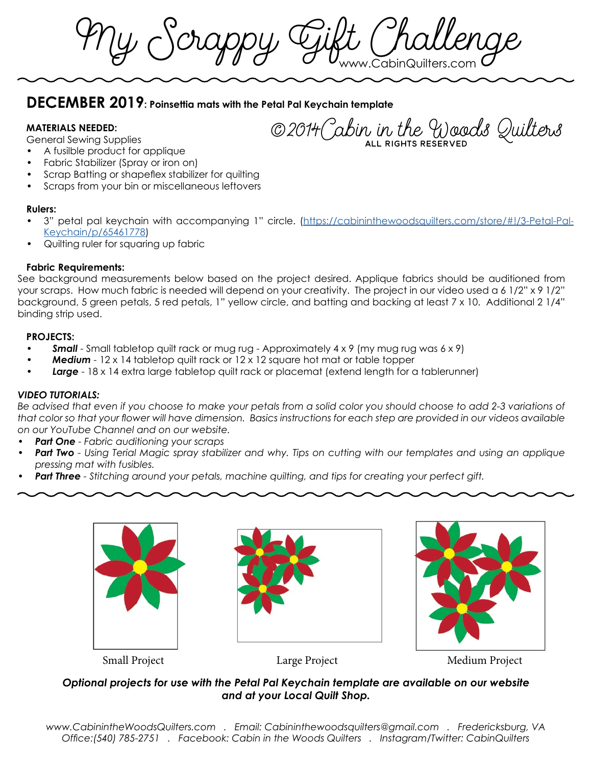# My Scrappy Gift Challenge

www.CabinQuilters.com

## DECEMBER 2019: Poinsettia mats with the Petal Pal Keychain template

©2014 Cabin in the Woods Quilters
ALL RIGHTS RESERVED

**MATERIALS NEEDED:**

General Sewing Supplies

- A fusilble product for applique
- Fabric Stabilizer (Spray or iron on)
- Scrap Batting or shapeflex stabilizer for quilting
- Scraps from your bin or miscellaneous leftovers

**Rulers:**

- 3" petal pal keychain with accompanying 1" circle. (https://cabininthewoodsquilters.com/store/#!/3-Petal-Pal-Keychain/p/65461778)
- Quilting ruler for squaring up fabric

**Fabric Requirements:**

See background measurements below based on the project desired. Applique fabrics should be auditioned from your scraps. How much fabric is needed will depend on your creativity. The project in our video used a 6 1/2" x 9 1/2" background, 5 green petals, 5 red petals, 1" yellow circle, and batting and backing at least 7 x 10. Additional 2 1/4" binding strip used.

**PROJECTS:**

- ***Small*** - Small tabletop quilt rack or mug rug - Approximately 4 x 9 (my mug rug was 6 x 9)
- ***Medium*** - 12 x 14 tabletop quilt rack or 12 x 12 square hot mat or table topper
- ***Large*** - 18 x 14 extra large tabletop quilt rack or placemat (extend length for a tablerunner)

***VIDEO TUTORIALS:***

*Be advised that even if you choose to make your petals from a solid color you should choose to add 2-3 variations of that color so that your flower will have dimension. Basics instructions for each step are provided in our videos available on our YouTube Channel and on our website.*

- ***Part One*** *- Fabric auditioning your scraps*
- ***Part Two*** *- Using Terial Magic spray stabilizer and why. Tips on cutting with our templates and using an applique pressing mat with fusibles.*
- ***Part Three*** *- Stitching around your petals, machine quilting, and tips for creating your perfect gift.*

Small Project

Large Project

Medium Project

***Optional projects for use with the Petal Pal Keychain template are available on our website and at your Local Quilt Shop.***

*www.CabinintheWoodsQuilters.com . Email: Cabininthewoodsquilters@gmail.com . Fredericksburg, VA*
*Office:(540) 785-2751 . Facebook: Cabin in the Woods Quilters . Instagram/Twitter: CabinQuilters*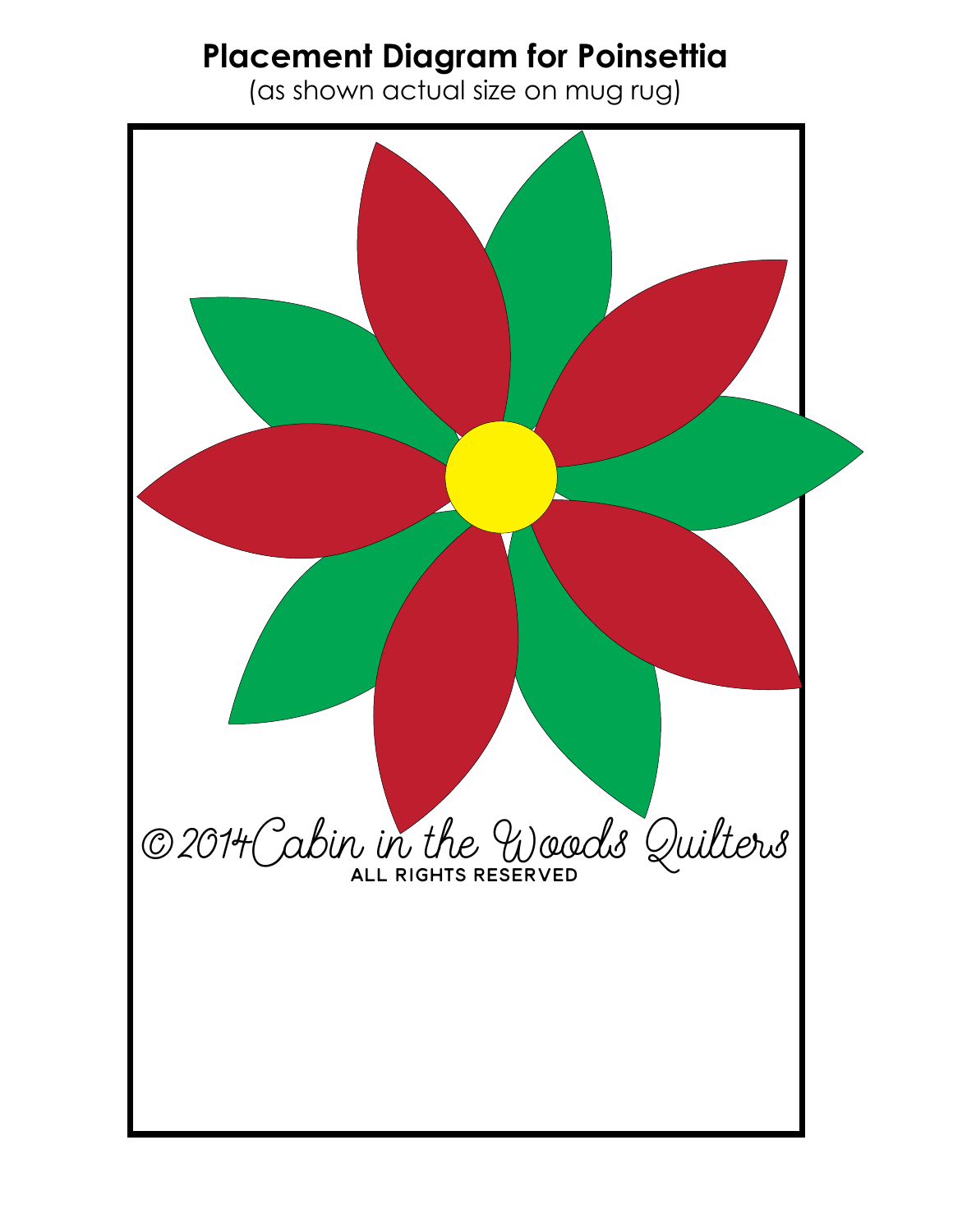# Placement Diagram for Poinsettia

(as shown actual size on mug rug)

©2014 Cabin in the Woods Quilters

ALL RIGHTS RESERVED